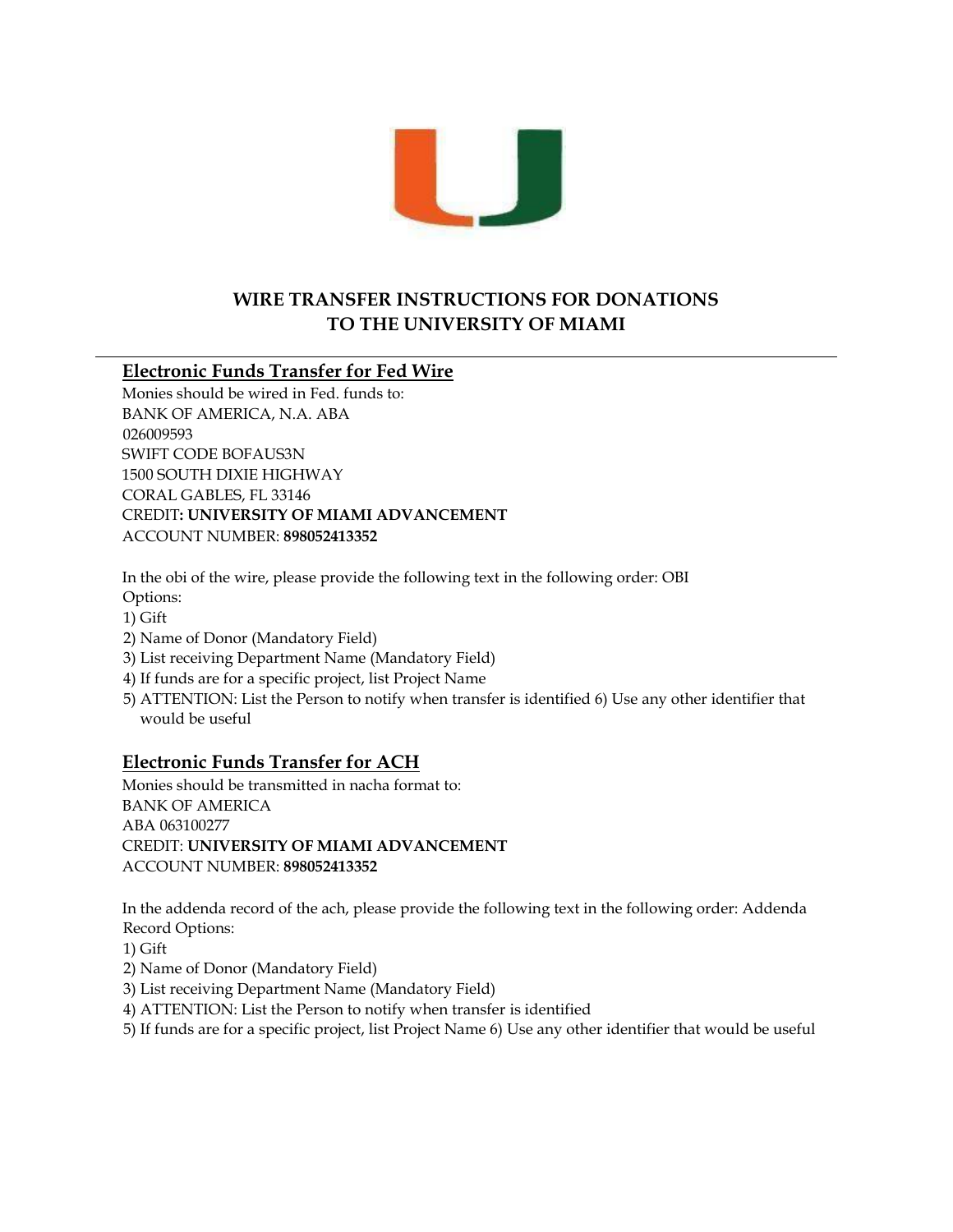# WIRE TRANSFER INSTRUCTIONS FOR DONATIONS TO THE UNIVERSITY OF MIAMI

---

## Electronic Funds Transfer for Fed Wire

Monies should be wired in Fed. funds to:
BANK OF AMERICA, N.A. ABA
026009593
SWIFT CODE BOFAUS3N
1500 SOUTH DIXIE HIGHWAY
CORAL GABLES, FL 33146
CREDIT**: UNIVERSITY OF MIAMI ADVANCEMENT**
ACCOUNT NUMBER: **898052413352**

In the obi of the wire, please provide the following text in the following order: OBI Options:

1) Gift
2) Name of Donor (Mandatory Field)
3) List receiving Department Name (Mandatory Field)
4) If funds are for a specific project, list Project Name
5) ATTENTION: List the Person to notify when transfer is identified 6) Use any other identifier that would be useful

## Electronic Funds Transfer for ACH

Monies should be transmitted in nacha format to:
BANK OF AMERICA
ABA 063100277
CREDIT: **UNIVERSITY OF MIAMI ADVANCEMENT**
ACCOUNT NUMBER: **898052413352**

In the addenda record of the ach, please provide the following text in the following order: Addenda Record Options:

1) Gift
2) Name of Donor (Mandatory Field)
3) List receiving Department Name (Mandatory Field)
4) ATTENTION: List the Person to notify when transfer is identified
5) If funds are for a specific project, list Project Name 6) Use any other identifier that would be useful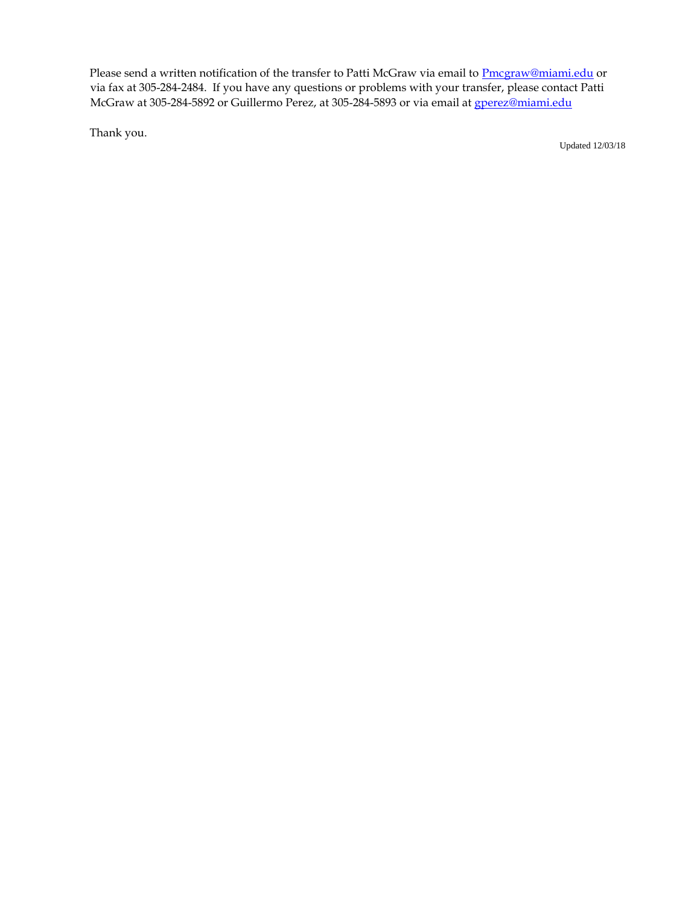Please send a written notification of the transfer to Patti McGraw via email to Pmcgraw@miami.edu or via fax at 305-284-2484. If you have any questions or problems with your transfer, please contact Patti McGraw at 305-284-5892 or Guillermo Perez, at 305-284-5893 or via email at gperez@miami.edu

Thank you.

Updated 12/03/18